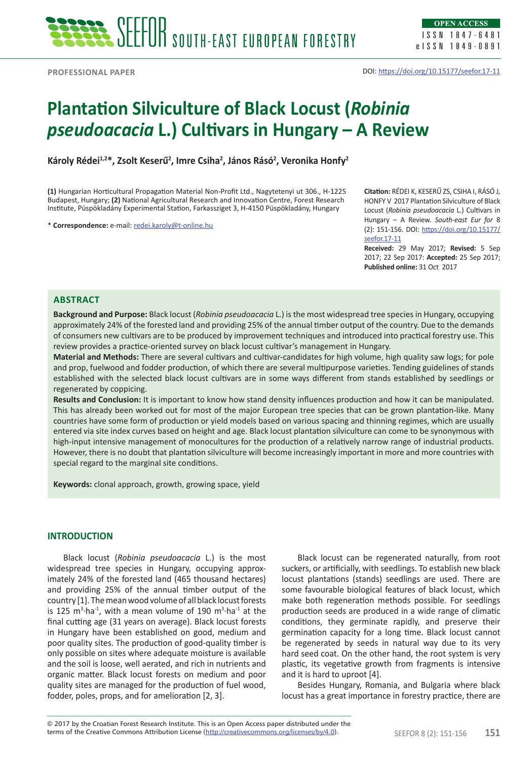PROFESSIONAL PAPER

DOI: https://doi.org/10.15177/seefor.17-11

# Plantation Silviculture of Black Locust (*Robinia pseudoacacia* L.) Cultivars in Hungary – A Review

**Károly Rédei[1,2]*, Zsolt Keserű[2], Imre Csiha[2], János Rásó[2], Veronika Honfy[2]**

**(1)** Hungarian Horticultural Propagation Material Non-Profit Ltd., Nagytetenyi ut 306., H-1225 Budapest, Hungary; **(2)** National Agricultural Research and Innovation Centre, Forest Research Institute, Püspökladány Experimental Station, Farkassziget 3, H-4150 Püspökladány, Hungary

* **Correspondence:** e-mail: redei.karoly@t-online.hu

**Citation:** RÉDEI K, KESERŰ ZS, CSIHA I, RÁSÓ J, HONFY V 2017 Plantation Silviculture of Black Locust (*Robinia pseudoacacia* L.) Cultivars in Hungary – A Review. *South-east Eur for* 8 (2): 151-156. DOI: https://doi.org/10.15177/seefor.17-11

**Received:** 29 May 2017; **Revised:** 5 Sep 2017; 22 Sep 2017: **Accepted:** 25 Sep 2017; **Published online:** 31 Oct 2017

## ABSTRACT

**Background and Purpose:** Black locust (*Robinia pseudoacacia* L.) is the most widespread tree species in Hungary, occupying approximately 24% of the forested land and providing 25% of the annual timber output of the country. Due to the demands of consumers new cultivars are to be produced by improvement techniques and introduced into practical forestry use. This review provides a practice-oriented survey on black locust cultivar's management in Hungary.

**Material and Methods:** There are several cultivars and cultivar-candidates for high volume, high quality saw logs; for pole and prop, fuelwood and fodder production, of which there are several multipurpose varieties. Tending guidelines of stands established with the selected black locust cultivars are in some ways different from stands established by seedlings or regenerated by coppicing.

**Results and Conclusion:** It is important to know how stand density influences production and how it can be manipulated. This has already been worked out for most of the major European tree species that can be grown plantation-like. Many countries have some form of production or yield models based on various spacing and thinning regimes, which are usually entered via site index curves based on height and age. Black locust plantation silviculture can come to be synonymous with high-input intensive management of monocultures for the production of a relatively narrow range of industrial products. However, there is no doubt that plantation silviculture will become increasingly important in more and more countries with special regard to the marginal site conditions.

**Keywords:** clonal approach, growth, growing space, yield

## INTRODUCTION

Black locust (*Robinia pseudoacacia* L.) is the most widespread tree species in Hungary, occupying approximately 24% of the forested land (465 thousand hectares) and providing 25% of the annual timber output of the country [1]. The mean wood volume of all black locust forests is 125 $m^3 \cdot ha^{-1}$, with a mean volume of 190 $m^3 \cdot ha^{-1}$ at the final cutting age (31 years on average). Black locust forests in Hungary have been established on good, medium and poor quality sites. The production of good-quality timber is only possible on sites where adequate moisture is available and the soil is loose, well aerated, and rich in nutrients and organic matter. Black locust forests on medium and poor quality sites are managed for the production of fuel wood, fodder, poles, props, and for amelioration [2, 3].

Black locust can be regenerated naturally, from root suckers, or artificially, with seedlings. To establish new black locust plantations (stands) seedlings are used. There are some favourable biological features of black locust, which make both regeneration methods possible. For seedlings production seeds are produced in a wide range of climatic conditions, they germinate rapidly, and preserve their germination capacity for a long time. Black locust cannot be regenerated by seeds in natural way due to its very hard seed coat. On the other hand, the root system is very plastic, its vegetative growth from fragments is intensive and it is hard to uproot [4].

Besides Hungary, Romania, and Bulgaria where black locust has a great importance in forestry practice, there are

© 2017 by the Croatian Forest Research Institute. This is an Open Access paper distributed under the terms of the Creative Commons Attribution License (http://creativecommons.org/licenses/by/4.0).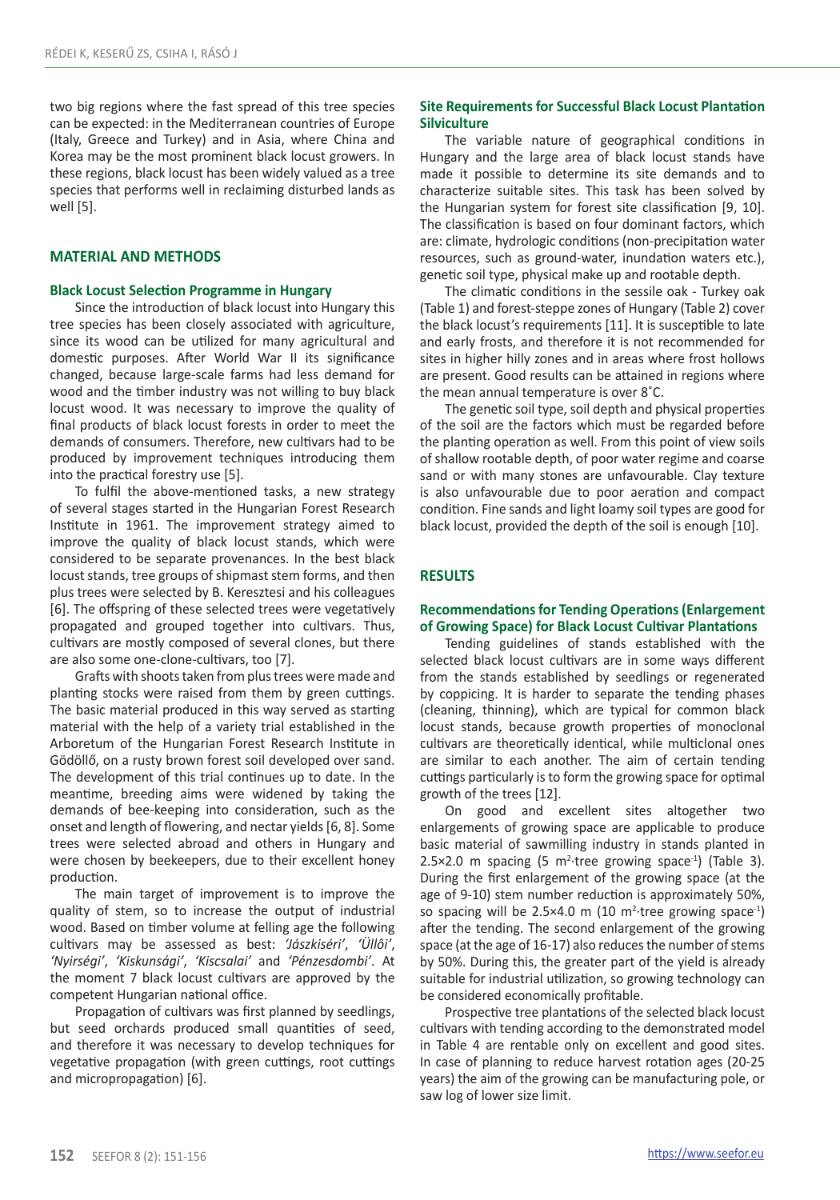two big regions where the fast spread of this tree species can be expected: in the Mediterranean countries of Europe (Italy, Greece and Turkey) and in Asia, where China and Korea may be the most prominent black locust growers. In these regions, black locust has been widely valued as a tree species that performs well in reclaiming disturbed lands as well [5].

## MATERIAL AND METHODS

### Black Locust Selection Programme in Hungary

Since the introduction of black locust into Hungary this tree species has been closely associated with agriculture, since its wood can be utilized for many agricultural and domestic purposes. After World War II its significance changed, because large-scale farms had less demand for wood and the timber industry was not willing to buy black locust wood. It was necessary to improve the quality of final products of black locust forests in order to meet the demands of consumers. Therefore, new cultivars had to be produced by improvement techniques introducing them into the practical forestry use [5].

To fulfil the above-mentioned tasks, a new strategy of several stages started in the Hungarian Forest Research Institute in 1961. The improvement strategy aimed to improve the quality of black locust stands, which were considered to be separate provenances. In the best black locust stands, tree groups of shipmast stem forms, and then plus trees were selected by B. Keresztesi and his colleagues [6]. The offspring of these selected trees were vegetatively propagated and grouped together into cultivars. Thus, cultivars are mostly composed of several clones, but there are also some one-clone-cultivars, too [7].

Grafts with shoots taken from plus trees were made and planting stocks were raised from them by green cuttings. The basic material produced in this way served as starting material with the help of a variety trial established in the Arboretum of the Hungarian Forest Research Institute in Gödöllő, on a rusty brown forest soil developed over sand. The development of this trial continues up to date. In the meantime, breeding aims were widened by taking the demands of bee-keeping into consideration, such as the onset and length of flowering, and nectar yields [6, 8]. Some trees were selected abroad and others in Hungary and were chosen by beekeepers, due to their excellent honey production.

The main target of improvement is to improve the quality of stem, so to increase the output of industrial wood. Based on timber volume at felling age the following cultivars may be assessed as best: *'Jászkiséri'*, *'Üllői'*, *'Nyirségi'*, *'Kiskunsági'*, *'Kiscsalai'* and *'Pénzesdombi'*. At the moment 7 black locust cultivars are approved by the competent Hungarian national office.

Propagation of cultivars was first planned by seedlings, but seed orchards produced small quantities of seed, and therefore it was necessary to develop techniques for vegetative propagation (with green cuttings, root cuttings and micropropagation) [6].

### Site Requirements for Successful Black Locust Plantation Silviculture

The variable nature of geographical conditions in Hungary and the large area of black locust stands have made it possible to determine its site demands and to characterize suitable sites. This task has been solved by the Hungarian system for forest site classification [9, 10]. The classification is based on four dominant factors, which are: climate, hydrologic conditions (non-precipitation water resources, such as ground-water, inundation waters etc.), genetic soil type, physical make up and rootable depth.

The climatic conditions in the sessile oak - Turkey oak (Table 1) and forest-steppe zones of Hungary (Table 2) cover the black locust's requirements [11]. It is susceptible to late and early frosts, and therefore it is not recommended for sites in higher hilly zones and in areas where frost hollows are present. Good results can be attained in regions where the mean annual temperature is over 8˚C.

The genetic soil type, soil depth and physical properties of the soil are the factors which must be regarded before the planting operation as well. From this point of view soils of shallow rootable depth, of poor water regime and coarse sand or with many stones are unfavourable. Clay texture is also unfavourable due to poor aeration and compact condition. Fine sands and light loamy soil types are good for black locust, provided the depth of the soil is enough [10].

## RESULTS

### Recommendations for Tending Operations (Enlargement of Growing Space) for Black Locust Cultivar Plantations

Tending guidelines of stands established with the selected black locust cultivars are in some ways different from the stands established by seedlings or regenerated by coppicing. It is harder to separate the tending phases (cleaning, thinning), which are typical for common black locust stands, because growth properties of monoclonal cultivars are theoretically identical, while multiclonal ones are similar to each another. The aim of certain tending cuttings particularly is to form the growing space for optimal growth of the trees [12].

On good and excellent sites altogether two enlargements of growing space are applicable to produce basic material of sawmilling industry in stands planted in 2.5×2.0 m spacing (5 $m^2 \cdot tree$ growing space$^{-1}$) (Table 3). During the first enlargement of the growing space (at the age of 9-10) stem number reduction is approximately 50%, so spacing will be 2.5×4.0 m (10 $m^2 \cdot tree$ growing space$^{-1}$) after the tending. The second enlargement of the growing space (at the age of 16-17) also reduces the number of stems by 50%. During this, the greater part of the yield is already suitable for industrial utilization, so growing technology can be considered economically profitable.

Prospective tree plantations of the selected black locust cultivars with tending according to the demonstrated model in Table 4 are rentable only on excellent and good sites. In case of planning to reduce harvest rotation ages (20-25 years) the aim of the growing can be manufacturing pole, or saw log of lower size limit.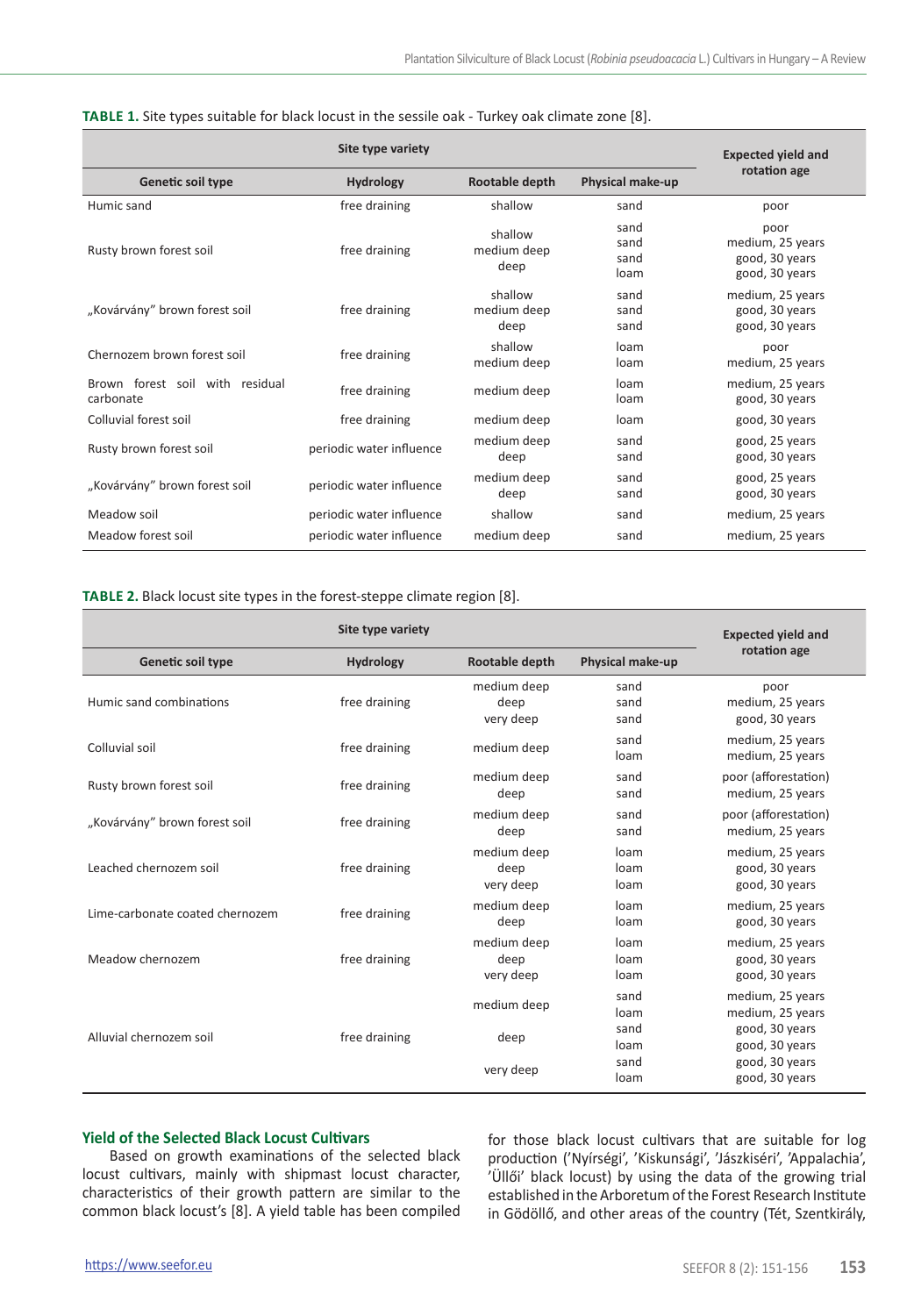**TABLE 1.** Site types suitable for black locust in the sessile oak - Turkey oak climate zone [8].

| Site type variety | | | | Expected yield and rotation age |
|---|---|---|---|---|
| Genetic soil type | Hydrology | Rootable depth | Physical make-up | |
| Humic sand | free draining | shallow | sand | poor |
| Rusty brown forest soil | free draining | shallow<br>medium deep<br>deep | sand<br>sand<br>sand<br>loam | poor<br>medium, 25 years<br>good, 30 years<br>good, 30 years |
| „Kovárvány" brown forest soil | free draining | shallow<br>medium deep<br>deep | sand<br>sand<br>sand | medium, 25 years<br>good, 30 years<br>good, 30 years |
| Chernozem brown forest soil | free draining | shallow<br>medium deep | loam<br>loam | poor<br>medium, 25 years |
| Brown forest soil with residual carbonate | free draining | medium deep | loam<br>loam | medium, 25 years<br>good, 30 years |
| Colluvial forest soil | free draining | medium deep | loam | good, 30 years |
| Rusty brown forest soil | periodic water influence | medium deep<br>deep | sand<br>sand | good, 25 years<br>good, 30 years |
| „Kovárvány" brown forest soil | periodic water influence | medium deep<br>deep | sand<br>sand | good, 25 years<br>good, 30 years |
| Meadow soil | periodic water influence | shallow | sand | medium, 25 years |
| Meadow forest soil | periodic water influence | medium deep | sand | medium, 25 years |

**TABLE 2.** Black locust site types in the forest-steppe climate region [8].

| Site type variety | | | | Expected yield and rotation age |
|---|---|---|---|---|
| Genetic soil type | Hydrology | Rootable depth | Physical make-up | |
| Humic sand combinations | free draining | medium deep<br>deep<br>very deep | sand<br>sand<br>sand | poor<br>medium, 25 years<br>good, 30 years |
| Colluvial soil | free draining | medium deep | sand<br>loam | medium, 25 years<br>medium, 25 years |
| Rusty brown forest soil | free draining | medium deep<br>deep | sand<br>sand | poor (afforestation)<br>medium, 25 years |
| „Kovárvány" brown forest soil | free draining | medium deep<br>deep | sand<br>sand | poor (afforestation)<br>medium, 25 years |
| Leached chernozem soil | free draining | medium deep<br>deep<br>very deep | loam<br>loam<br>loam | medium, 25 years<br>good, 30 years<br>good, 30 years |
| Lime-carbonate coated chernozem | free draining | medium deep<br>deep | loam<br>loam | medium, 25 years<br>good, 30 years |
| Meadow chernozem | free draining | medium deep<br>deep<br>very deep | loam<br>loam<br>loam | medium, 25 years<br>good, 30 years<br>good, 30 years |
| Alluvial chernozem soil | free draining | medium deep<br>deep<br>very deep | sand<br>loam<br>sand<br>loam<br>sand<br>loam | medium, 25 years<br>medium, 25 years<br>good, 30 years<br>good, 30 years<br>good, 30 years<br>good, 30 years |

### Yield of the Selected Black Locust Cultivars

Based on growth examinations of the selected black locust cultivars, mainly with shipmast locust character, characteristics of their growth pattern are similar to the common black locust's [8]. A yield table has been compiled for those black locust cultivars that are suitable for log production ('Nyírségi', 'Kiskunsági', 'Jászkiséri', 'Appalachia', 'Üllői' black locust) by using the data of the growing trial established in the Arboretum of the Forest Research Institute in Gödöllő, and other areas of the country (Tét, Szentkirály,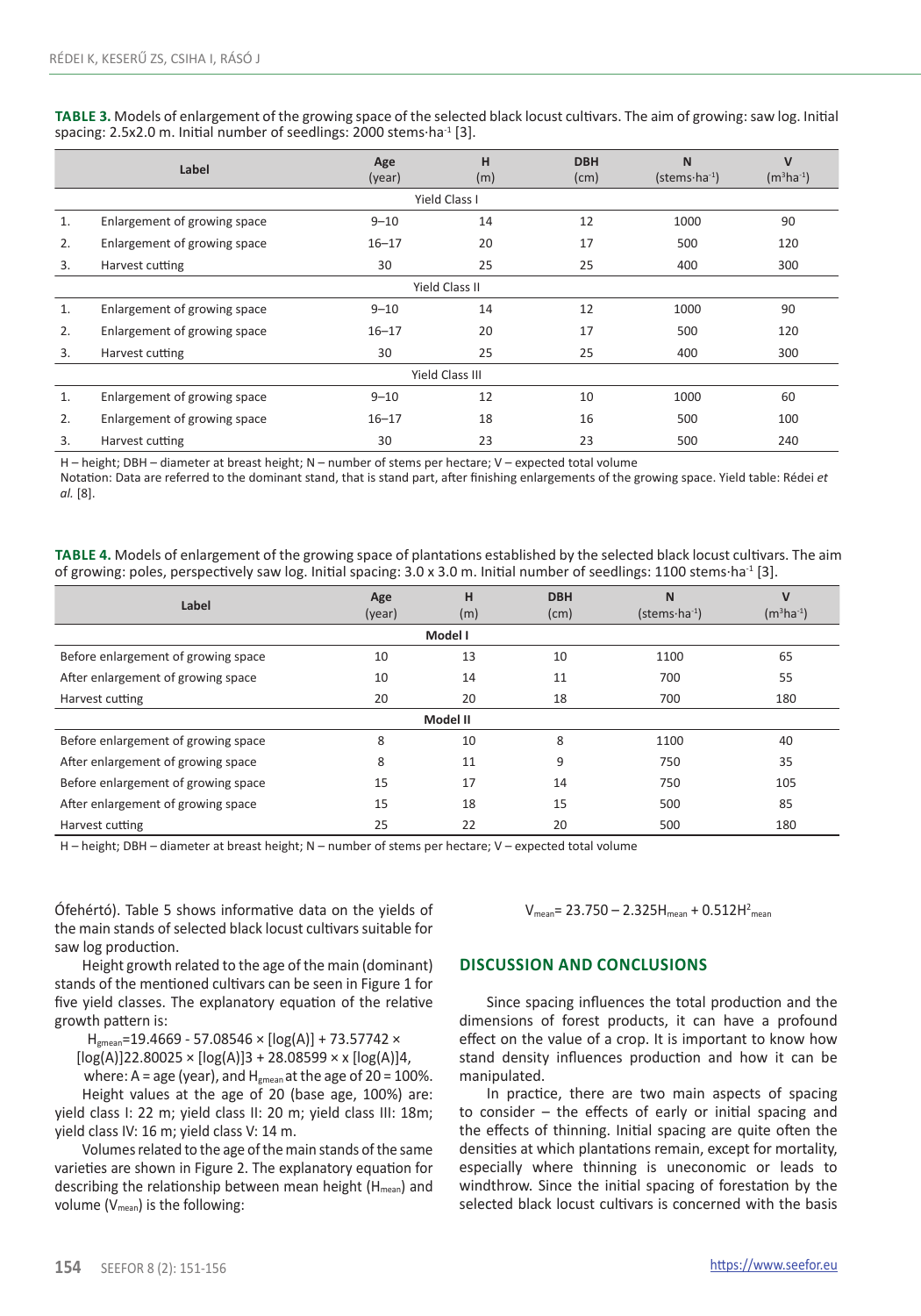**TABLE 3.** Models of enlargement of the growing space of the selected black locust cultivars. The aim of growing: saw log. Initial spacing: 2.5x2.0 m. Initial number of seedlings: 2000 stems·ha$^{-1}$ [3].

| | Label | Age (year) | H (m) | DBH (cm) | N (stems·ha$^{-1}$) | V (m$^3$ha$^{-1}$) |
|---|---|---|---|---|---|---|
| | | | Yield Class I | | | |
| 1. | Enlargement of growing space | 9–10 | 14 | 12 | 1000 | 90 |
| 2. | Enlargement of growing space | 16–17 | 20 | 17 | 500 | 120 |
| 3. | Harvest cutting | 30 | 25 | 25 | 400 | 300 |
| | | | Yield Class II | | | |
| 1. | Enlargement of growing space | 9–10 | 14 | 12 | 1000 | 90 |
| 2. | Enlargement of growing space | 16–17 | 20 | 17 | 500 | 120 |
| 3. | Harvest cutting | 30 | 25 | 25 | 400 | 300 |
| | | | Yield Class III | | | |
| 1. | Enlargement of growing space | 9–10 | 12 | 10 | 1000 | 60 |
| 2. | Enlargement of growing space | 16–17 | 18 | 16 | 500 | 100 |
| 3. | Harvest cutting | 30 | 23 | 23 | 500 | 240 |

H – height; DBH – diameter at breast height; N – number of stems per hectare; V – expected total volume
Notation: Data are referred to the dominant stand, that is stand part, after finishing enlargements of the growing space. Yield table: Rédei *et al.* [8].

**TABLE 4.** Models of enlargement of the growing space of plantations established by the selected black locust cultivars. The aim of growing: poles, perspectively saw log. Initial spacing: 3.0 x 3.0 m. Initial number of seedlings: 1100 stems·ha$^{-1}$ [3].

| Label | Age (year) | H (m) | DBH (cm) | N (stems·ha$^{-1}$) | V (m$^3$ha$^{-1}$) |
|---|---|---|---|---|---|
| | | **Model I** | | | |
| Before enlargement of growing space | 10 | 13 | 10 | 1100 | 65 |
| After enlargement of growing space | 10 | 14 | 11 | 700 | 55 |
| Harvest cutting | 20 | 20 | 18 | 700 | 180 |
| | | **Model II** | | | |
| Before enlargement of growing space | 8 | 10 | 8 | 1100 | 40 |
| After enlargement of growing space | 8 | 11 | 9 | 750 | 35 |
| Before enlargement of growing space | 15 | 17 | 14 | 750 | 105 |
| After enlargement of growing space | 15 | 18 | 15 | 500 | 85 |
| Harvest cutting | 25 | 22 | 20 | 500 | 180 |

H – height; DBH – diameter at breast height; N – number of stems per hectare; V – expected total volume

Ófehértó). Table 5 shows informative data on the yields of the main stands of selected black locust cultivars suitable for saw log production.

Height growth related to the age of the main (dominant) stands of the mentioned cultivars can be seen in Figure 1 for five yield classes. The explanatory equation of the relative growth pattern is:

$H_{gmean}$=19.4669 - 57.08546 × [log(A)] + 73.57742 × [log(A)]22.80025 × [log(A)]3 + 28.08599 × x [log(A)]4,

where: A = age (year), and $H_{gmean}$ at the age of 20 = 100%.

Height values at the age of 20 (base age, 100%) are: yield class I: 22 m; yield class II: 20 m; yield class III: 18m; yield class IV: 16 m; yield class V: 14 m.

Volumes related to the age of the main stands of the same varieties are shown in Figure 2. The explanatory equation for describing the relationship between mean height ($H_{mean}$) and volume ($V_{mean}$) is the following:

$$V_{mean} = 23.750 - 2.325H_{mean} + 0.512H^2_{mean}$$

## DISCUSSION AND CONCLUSIONS

Since spacing influences the total production and the dimensions of forest products, it can have a profound effect on the value of a crop. It is important to know how stand density influences production and how it can be manipulated.

In practice, there are two main aspects of spacing to consider – the effects of early or initial spacing and the effects of thinning. Initial spacing are quite often the densities at which plantations remain, except for mortality, especially where thinning is uneconomic or leads to windthrow. Since the initial spacing of forestation by the selected black locust cultivars is concerned with the basis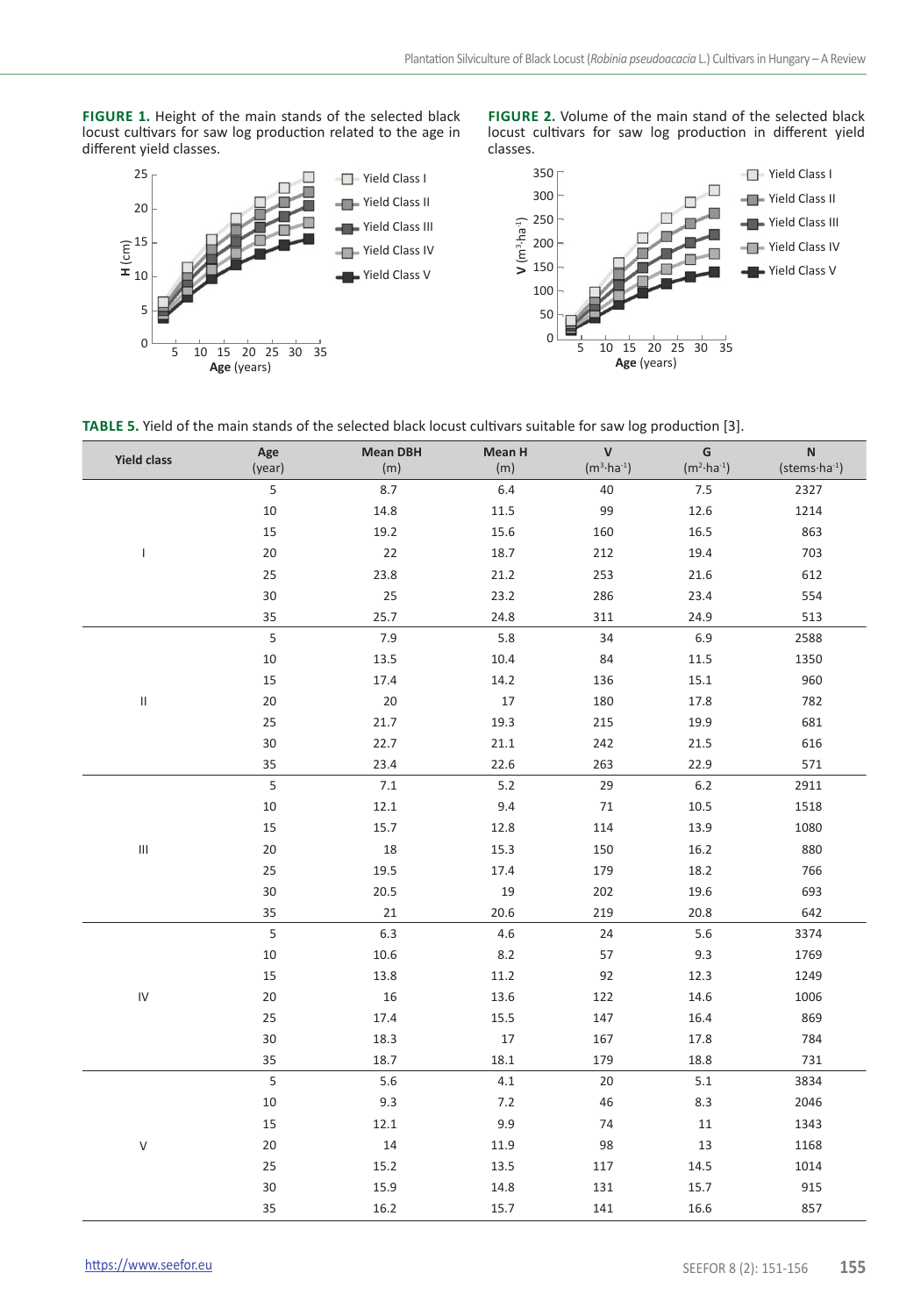**FIGURE 1.** Height of the main stands of the selected black locust cultivars for saw log production related to the age in different yield classes.

**FIGURE 2.** Volume of the main stand of the selected black locust cultivars for saw log production in different yield classes.

**TABLE 5.** Yield of the main stands of the selected black locust cultivars suitable for saw log production [3].

| Yield class | Age (year) | Mean DBH (m) | Mean H (m) | V ($m^3 \cdot ha^{-1}$) | G ($m^2 \cdot ha^{-1}$) | N ($stems \cdot ha^{-1}$) |
|---|---|---|---|---|---|---|
| I | 5 | 8.7 | 6.4 | 40 | 7.5 | 2327 |
| | 10 | 14.8 | 11.5 | 99 | 12.6 | 1214 |
| | 15 | 19.2 | 15.6 | 160 | 16.5 | 863 |
| | 20 | 22 | 18.7 | 212 | 19.4 | 703 |
| | 25 | 23.8 | 21.2 | 253 | 21.6 | 612 |
| | 30 | 25 | 23.2 | 286 | 23.4 | 554 |
| | 35 | 25.7 | 24.8 | 311 | 24.9 | 513 |
| II | 5 | 7.9 | 5.8 | 34 | 6.9 | 2588 |
| | 10 | 13.5 | 10.4 | 84 | 11.5 | 1350 |
| | 15 | 17.4 | 14.2 | 136 | 15.1 | 960 |
| | 20 | 20 | 17 | 180 | 17.8 | 782 |
| | 25 | 21.7 | 19.3 | 215 | 19.9 | 681 |
| | 30 | 22.7 | 21.1 | 242 | 21.5 | 616 |
| | 35 | 23.4 | 22.6 | 263 | 22.9 | 571 |
| III | 5 | 7.1 | 5.2 | 29 | 6.2 | 2911 |
| | 10 | 12.1 | 9.4 | 71 | 10.5 | 1518 |
| | 15 | 15.7 | 12.8 | 114 | 13.9 | 1080 |
| | 20 | 18 | 15.3 | 150 | 16.2 | 880 |
| | 25 | 19.5 | 17.4 | 179 | 18.2 | 766 |
| | 30 | 20.5 | 19 | 202 | 19.6 | 693 |
| | 35 | 21 | 20.6 | 219 | 20.8 | 642 |
| IV | 5 | 6.3 | 4.6 | 24 | 5.6 | 3374 |
| | 10 | 10.6 | 8.2 | 57 | 9.3 | 1769 |
| | 15 | 13.8 | 11.2 | 92 | 12.3 | 1249 |
| | 20 | 16 | 13.6 | 122 | 14.6 | 1006 |
| | 25 | 17.4 | 15.5 | 147 | 16.4 | 869 |
| | 30 | 18.3 | 17 | 167 | 17.8 | 784 |
| | 35 | 18.7 | 18.1 | 179 | 18.8 | 731 |
| V | 5 | 5.6 | 4.1 | 20 | 5.1 | 3834 |
| | 10 | 9.3 | 7.2 | 46 | 8.3 | 2046 |
| | 15 | 12.1 | 9.9 | 74 | 11 | 1343 |
| | 20 | 14 | 11.9 | 98 | 13 | 1168 |
| | 25 | 15.2 | 13.5 | 117 | 14.5 | 1014 |
| | 30 | 15.9 | 14.8 | 131 | 15.7 | 915 |
| | 35 | 16.2 | 15.7 | 141 | 16.6 | 857 |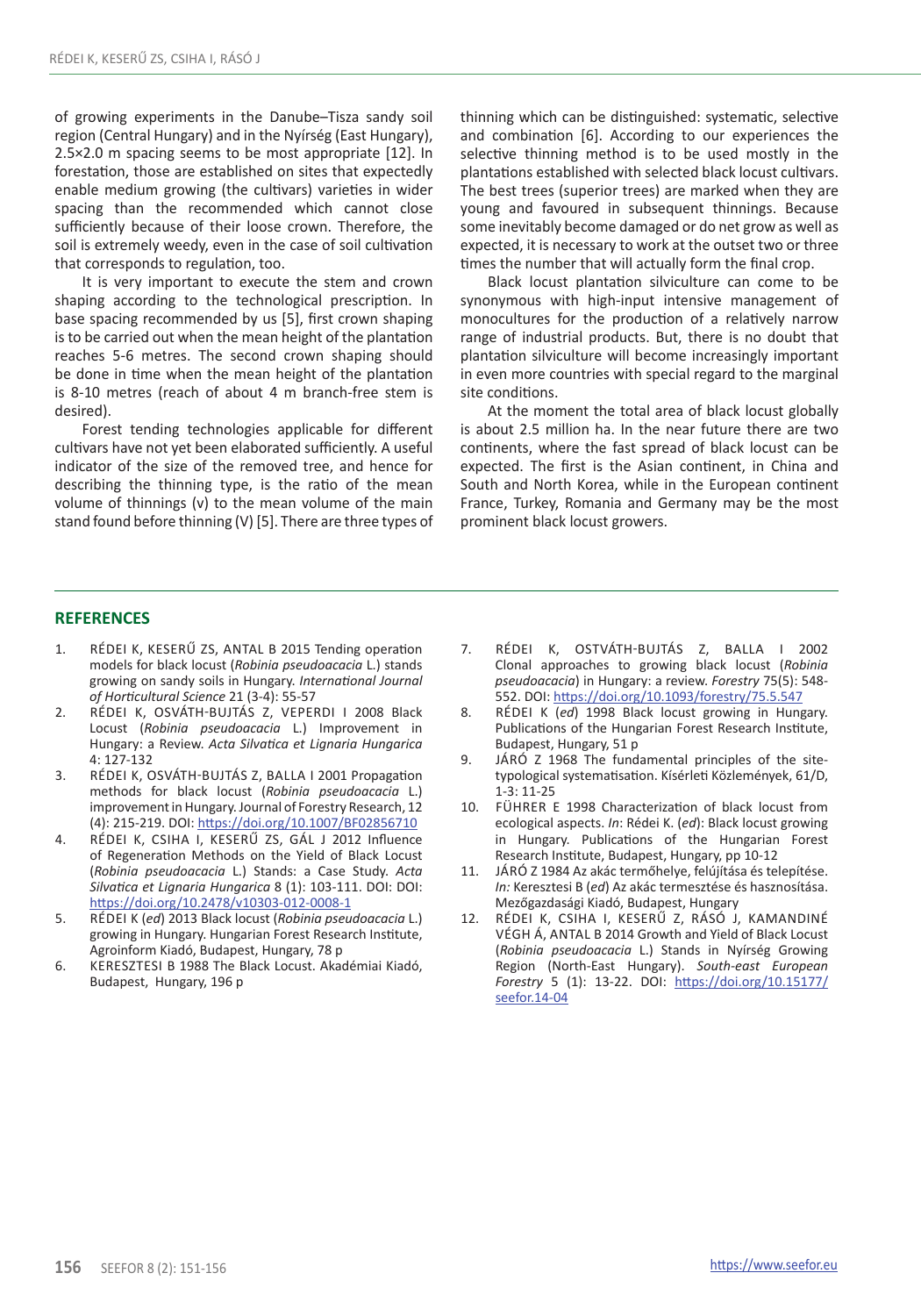of growing experiments in the Danube–Tisza sandy soil region (Central Hungary) and in the Nyírség (East Hungary), 2.5×2.0 m spacing seems to be most appropriate [12]. In forestation, those are established on sites that expectedly enable medium growing (the cultivars) varieties in wider spacing than the recommended which cannot close sufficiently because of their loose crown. Therefore, the soil is extremely weedy, even in the case of soil cultivation that corresponds to regulation, too.

It is very important to execute the stem and crown shaping according to the technological prescription. In base spacing recommended by us [5], first crown shaping is to be carried out when the mean height of the plantation reaches 5-6 metres. The second crown shaping should be done in time when the mean height of the plantation is 8-10 metres (reach of about 4 m branch-free stem is desired).

Forest tending technologies applicable for different cultivars have not yet been elaborated sufficiently. A useful indicator of the size of the removed tree, and hence for describing the thinning type, is the ratio of the mean volume of thinnings (v) to the mean volume of the main stand found before thinning (V) [5]. There are three types of thinning which can be distinguished: systematic, selective and combination [6]. According to our experiences the selective thinning method is to be used mostly in the plantations established with selected black locust cultivars. The best trees (superior trees) are marked when they are young and favoured in subsequent thinnings. Because some inevitably become damaged or do not grow as well as expected, it is necessary to work at the outset two or three times the number that will actually form the final crop.

Black locust plantation silviculture can come to be synonymous with high-input intensive management of monocultures for the production of a relatively narrow range of industrial products. But, there is no doubt that plantation silviculture will become increasingly important in even more countries with special regard to the marginal site conditions.

At the moment the total area of black locust globally is about 2.5 million ha. In the near future there are two continents, where the fast spread of black locust can be expected. The first is the Asian continent, in China and South and North Korea, while in the European continent France, Turkey, Romania and Germany may be the most prominent black locust growers.

## REFERENCES

1. RÉDEI K, KESERŰ ZS, ANTAL B 2015 Tending operation models for black locust (*Robinia pseudoacacia* L.) stands growing on sandy soils in Hungary. *International Journal of Horticultural Science* 21 (3-4): 55-57
2. RÉDEI K, OSVÁTH-BUJTÁS Z, VEPERDI I 2008 Black Locust (*Robinia pseudoacacia* L.) Improvement in Hungary: a Review. *Acta Silvatica et Lignaria Hungarica* 4: 127-132
3. RÉDEI K, OSVÁTH-BUJTÁS Z, BALLA I 2001 Propagation methods for black locust (*Robinia pseudoacacia* L.) improvement in Hungary. Journal of Forestry Research, 12 (4): 215-219. DOI: https://doi.org/10.1007/BF02856710
4. RÉDEI K, CSIHA I, KESERŰ ZS, GÁL J 2012 Influence of Regeneration Methods on the Yield of Black Locust (*Robinia pseudoacacia* L.) Stands: a Case Study. *Acta Silvatica et Lignaria Hungarica* 8 (1): 103-111. DOI: DOI: https://doi.org/10.2478/v10303-012-0008-1
5. RÉDEI K (*ed*) 2013 Black locust (*Robinia pseudoacacia* L.) growing in Hungary. Hungarian Forest Research Institute, Agroinform Kiadó, Budapest, Hungary, 78 p
6. KERESZTESI B 1988 The Black Locust. Akadémiai Kiadó, Budapest, Hungary, 196 p
7. RÉDEI K, OSTVÁTH-BUJTÁS Z, BALLA I 2002 Clonal approaches to growing black locust (*Robinia pseudoacacia*) in Hungary: a review. *Forestry* 75(5): 548-552. DOI: https://doi.org/10.1093/forestry/75.5.547
8. RÉDEI K (*ed*) 1998 Black locust growing in Hungary. Publications of the Hungarian Forest Research Institute, Budapest, Hungary, 51 p
9. JÁRÓ Z 1968 The fundamental principles of the site-typological systematisation. Kísérleti Közlemények, 61/D, 1-3: 11-25
10. FÜHRER E 1998 Characterization of black locust from ecological aspects. *In*: Rédei K. (*ed*): Black locust growing in Hungary. Publications of the Hungarian Forest Research Institute, Budapest, Hungary, pp 10-12
11. JÁRÓ Z 1984 Az akác termőhelye, felújítása és telepítése. *In:* Keresztesi B (*ed*) Az akác termesztése és hasznosítása. Mezőgazdasági Kiadó, Budapest, Hungary
12. RÉDEI K, CSIHA I, KESERŰ Z, RÁSÓ J, KAMANDINÉ VÉGH Á, ANTAL B 2014 Growth and Yield of Black Locust (*Robinia pseudoacacia* L.) Stands in Nyírség Growing Region (North-East Hungary). *South-east European Forestry* 5 (1): 13-22. DOI: https://doi.org/10.15177/seefor.14-04